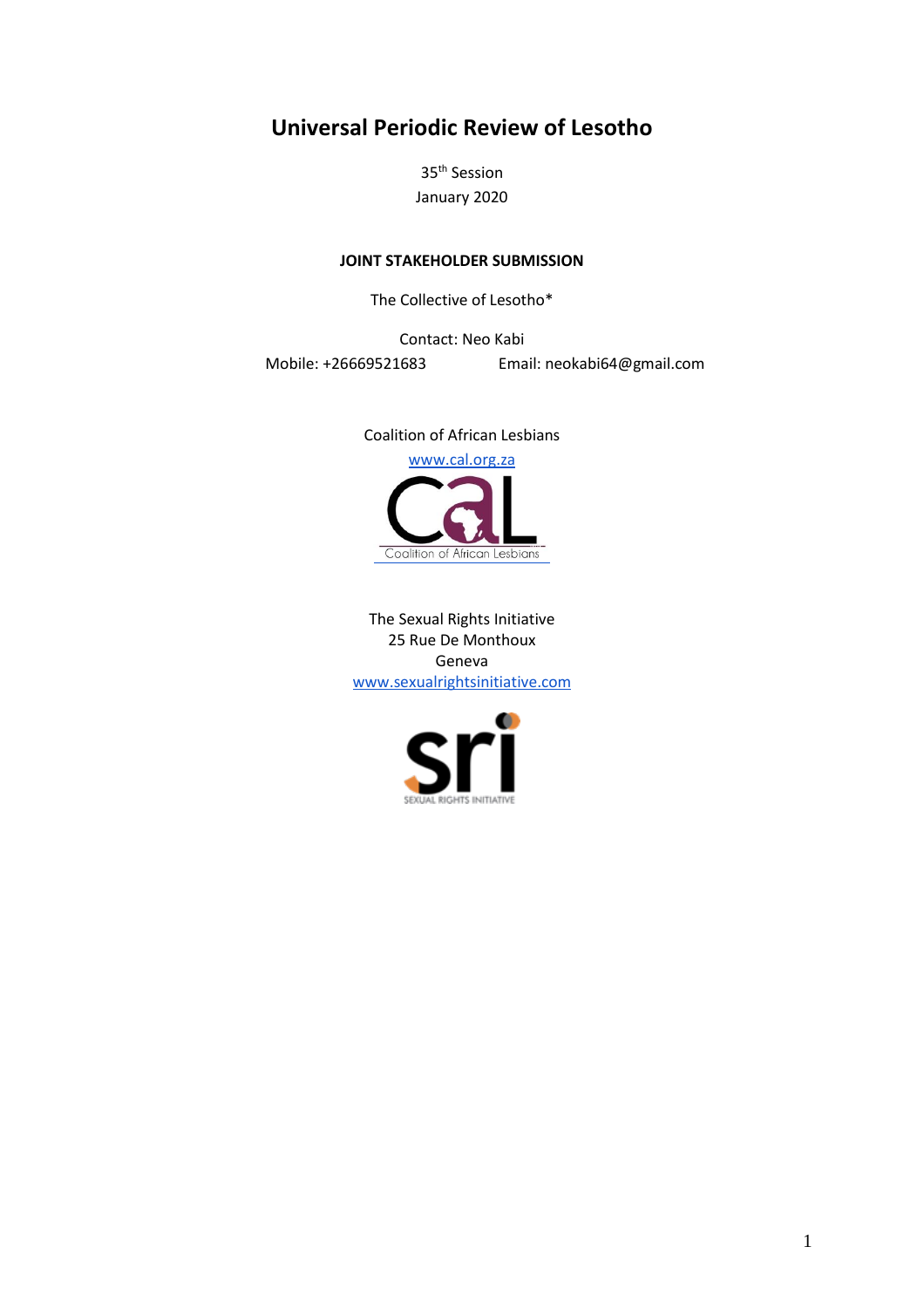# Universal Periodic Review of Lesotho

35th Session
January 2020

**JOINT STAKEHOLDER SUBMISSION**

The Collective of Lesotho*

Contact: Neo Kabi
Mobile: +26669521683 Email: neokabi64@gmail.com

Coalition of African Lesbians
www.cal.org.za

The Sexual Rights Initiative
25 Rue De Monthoux
Geneva
www.sexualrightsinitiative.com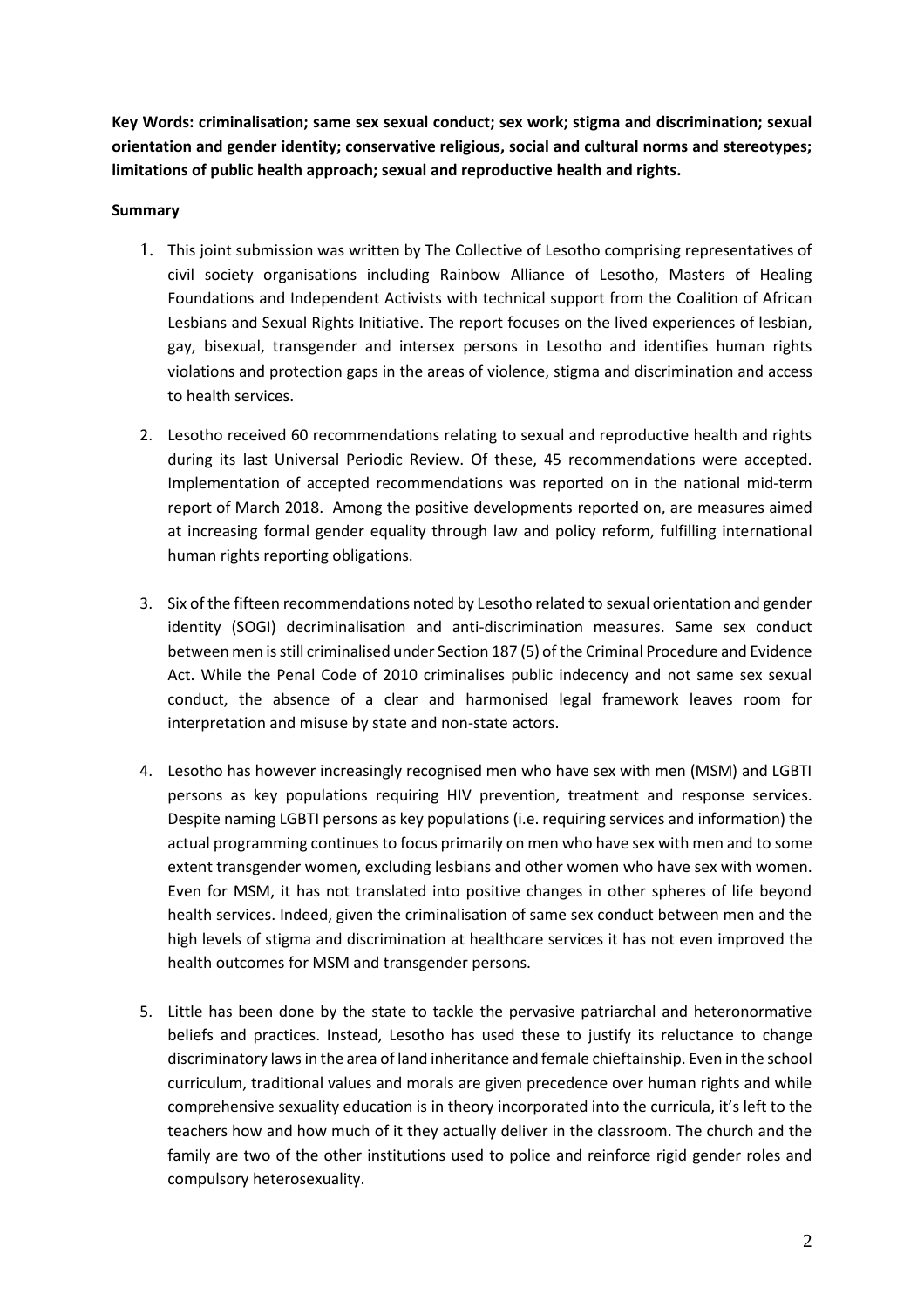**Key Words: criminalisation; same sex sexual conduct; sex work; stigma and discrimination; sexual orientation and gender identity; conservative religious, social and cultural norms and stereotypes; limitations of public health approach; sexual and reproductive health and rights.**

**Summary**

1. This joint submission was written by The Collective of Lesotho comprising representatives of civil society organisations including Rainbow Alliance of Lesotho, Masters of Healing Foundations and Independent Activists with technical support from the Coalition of African Lesbians and Sexual Rights Initiative. The report focuses on the lived experiences of lesbian, gay, bisexual, transgender and intersex persons in Lesotho and identifies human rights violations and protection gaps in the areas of violence, stigma and discrimination and access to health services.

2. Lesotho received 60 recommendations relating to sexual and reproductive health and rights during its last Universal Periodic Review. Of these, 45 recommendations were accepted. Implementation of accepted recommendations was reported on in the national mid-term report of March 2018. Among the positive developments reported on, are measures aimed at increasing formal gender equality through law and policy reform, fulfilling international human rights reporting obligations.

3. Six of the fifteen recommendations noted by Lesotho related to sexual orientation and gender identity (SOGI) decriminalisation and anti-discrimination measures. Same sex conduct between men is still criminalised under Section 187 (5) of the Criminal Procedure and Evidence Act. While the Penal Code of 2010 criminalises public indecency and not same sex sexual conduct, the absence of a clear and harmonised legal framework leaves room for interpretation and misuse by state and non-state actors.

4. Lesotho has however increasingly recognised men who have sex with men (MSM) and LGBTI persons as key populations requiring HIV prevention, treatment and response services. Despite naming LGBTI persons as key populations (i.e. requiring services and information) the actual programming continues to focus primarily on men who have sex with men and to some extent transgender women, excluding lesbians and other women who have sex with women. Even for MSM, it has not translated into positive changes in other spheres of life beyond health services. Indeed, given the criminalisation of same sex conduct between men and the high levels of stigma and discrimination at healthcare services it has not even improved the health outcomes for MSM and transgender persons.

5. Little has been done by the state to tackle the pervasive patriarchal and heteronormative beliefs and practices. Instead, Lesotho has used these to justify its reluctance to change discriminatory laws in the area of land inheritance and female chieftainship. Even in the school curriculum, traditional values and morals are given precedence over human rights and while comprehensive sexuality education is in theory incorporated into the curricula, it's left to the teachers how and how much of it they actually deliver in the classroom. The church and the family are two of the other institutions used to police and reinforce rigid gender roles and compulsory heterosexuality.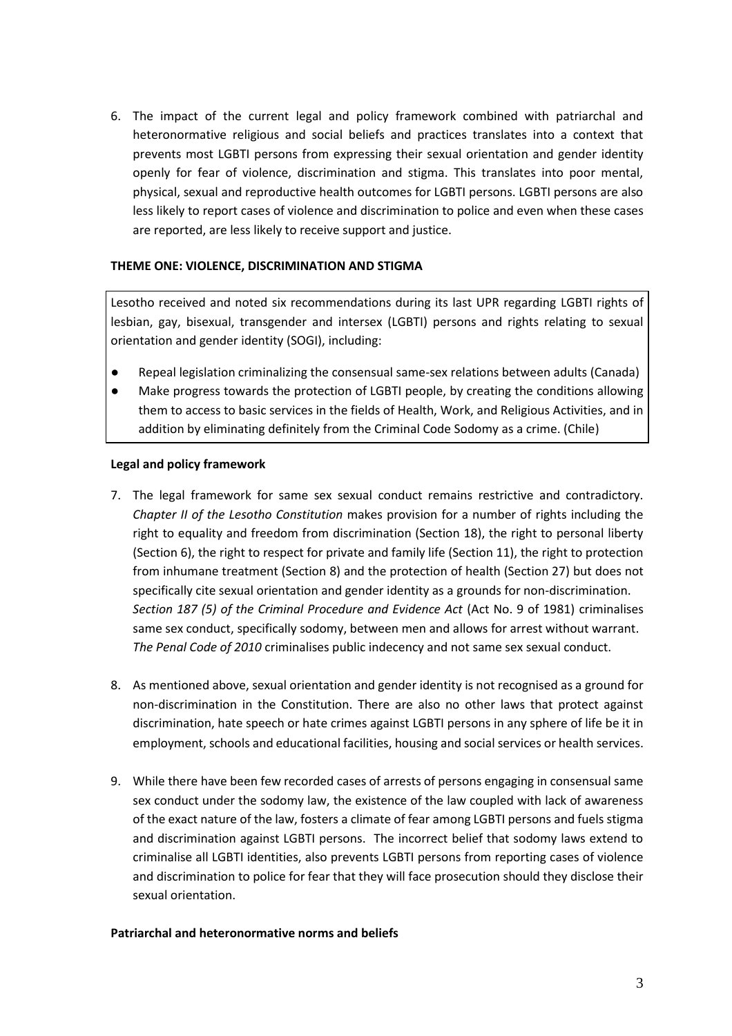6. The impact of the current legal and policy framework combined with patriarchal and heteronormative religious and social beliefs and practices translates into a context that prevents most LGBTI persons from expressing their sexual orientation and gender identity openly for fear of violence, discrimination and stigma. This translates into poor mental, physical, sexual and reproductive health outcomes for LGBTI persons. LGBTI persons are also less likely to report cases of violence and discrimination to police and even when these cases are reported, are less likely to receive support and justice.

## THEME ONE: VIOLENCE, DISCRIMINATION AND STIGMA

Lesotho received and noted six recommendations during its last UPR regarding LGBTI rights of lesbian, gay, bisexual, transgender and intersex (LGBTI) persons and rights relating to sexual orientation and gender identity (SOGI), including:

- Repeal legislation criminalizing the consensual same-sex relations between adults (Canada)
- Make progress towards the protection of LGBTI people, by creating the conditions allowing them to access to basic services in the fields of Health, Work, and Religious Activities, and in addition by eliminating definitely from the Criminal Code Sodomy as a crime. (Chile)

### Legal and policy framework

7. The legal framework for same sex sexual conduct remains restrictive and contradictory. *Chapter II of the Lesotho Constitution* makes provision for a number of rights including the right to equality and freedom from discrimination (Section 18), the right to personal liberty (Section 6), the right to respect for private and family life (Section 11), the right to protection from inhumane treatment (Section 8) and the protection of health (Section 27) but does not specifically cite sexual orientation and gender identity as a grounds for non-discrimination. *Section 187 (5) of the Criminal Procedure and Evidence Act* (Act No. 9 of 1981) criminalises same sex conduct, specifically sodomy, between men and allows for arrest without warrant. *The Penal Code of 2010* criminalises public indecency and not same sex sexual conduct.

8. As mentioned above, sexual orientation and gender identity is not recognised as a ground for non-discrimination in the Constitution. There are also no other laws that protect against discrimination, hate speech or hate crimes against LGBTI persons in any sphere of life be it in employment, schools and educational facilities, housing and social services or health services.

9. While there have been few recorded cases of arrests of persons engaging in consensual same sex conduct under the sodomy law, the existence of the law coupled with lack of awareness of the exact nature of the law, fosters a climate of fear among LGBTI persons and fuels stigma and discrimination against LGBTI persons. The incorrect belief that sodomy laws extend to criminalise all LGBTI identities, also prevents LGBTI persons from reporting cases of violence and discrimination to police for fear that they will face prosecution should they disclose their sexual orientation.

### Patriarchal and heteronormative norms and beliefs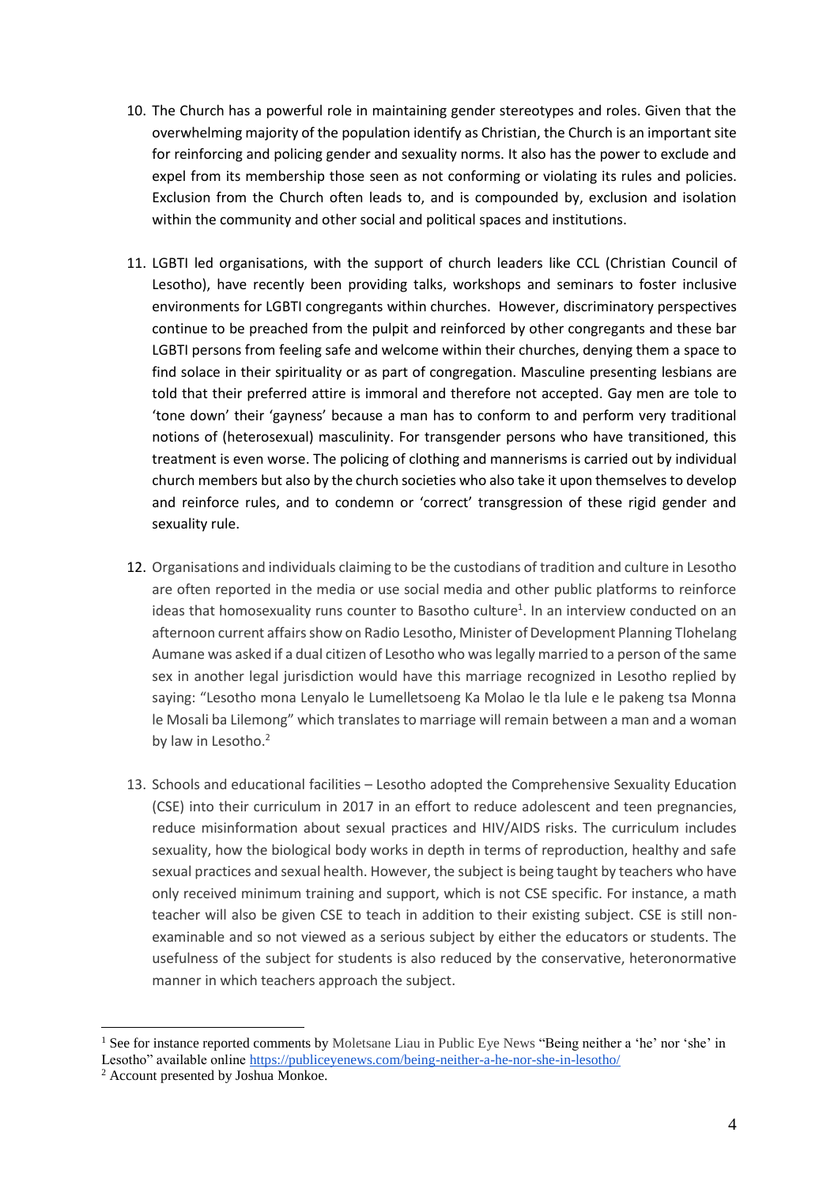10. The Church has a powerful role in maintaining gender stereotypes and roles. Given that the overwhelming majority of the population identify as Christian, the Church is an important site for reinforcing and policing gender and sexuality norms. It also has the power to exclude and expel from its membership those seen as not conforming or violating its rules and policies. Exclusion from the Church often leads to, and is compounded by, exclusion and isolation within the community and other social and political spaces and institutions.

11. LGBTI led organisations, with the support of church leaders like CCL (Christian Council of Lesotho), have recently been providing talks, workshops and seminars to foster inclusive environments for LGBTI congregants within churches. However, discriminatory perspectives continue to be preached from the pulpit and reinforced by other congregants and these bar LGBTI persons from feeling safe and welcome within their churches, denying them a space to find solace in their spirituality or as part of congregation. Masculine presenting lesbians are told that their preferred attire is immoral and therefore not accepted. Gay men are tole to 'tone down' their 'gayness' because a man has to conform to and perform very traditional notions of (heterosexual) masculinity. For transgender persons who have transitioned, this treatment is even worse. The policing of clothing and mannerisms is carried out by individual church members but also by the church societies who also take it upon themselves to develop and reinforce rules, and to condemn or 'correct' transgression of these rigid gender and sexuality rule.

12. Organisations and individuals claiming to be the custodians of tradition and culture in Lesotho are often reported in the media or use social media and other public platforms to reinforce ideas that homosexuality runs counter to Basotho culture[1]. In an interview conducted on an afternoon current affairs show on Radio Lesotho, Minister of Development Planning Tlohelang Aumane was asked if a dual citizen of Lesotho who was legally married to a person of the same sex in another legal jurisdiction would have this marriage recognized in Lesotho replied by saying: "Lesotho mona Lenyalo le Lumelletsoeng Ka Molao le tla lule e le pakeng tsa Monna le Mosali ba Lilemong" which translates to marriage will remain between a man and a woman by law in Lesotho.[2]

13. Schools and educational facilities – Lesotho adopted the Comprehensive Sexuality Education (CSE) into their curriculum in 2017 in an effort to reduce adolescent and teen pregnancies, reduce misinformation about sexual practices and HIV/AIDS risks. The curriculum includes sexuality, how the biological body works in depth in terms of reproduction, healthy and safe sexual practices and sexual health. However, the subject is being taught by teachers who have only received minimum training and support, which is not CSE specific. For instance, a math teacher will also be given CSE to teach in addition to their existing subject. CSE is still non-examinable and so not viewed as a serious subject by either the educators or students. The usefulness of the subject for students is also reduced by the conservative, heteronormative manner in which teachers approach the subject.

---

[1] See for instance reported comments by Moletsane Liau in Public Eye News "Being neither a 'he' nor 'she' in Lesotho" available online https://publiceyenews.com/being-neither-a-he-nor-she-in-lesotho/

[2] Account presented by Joshua Monkoe.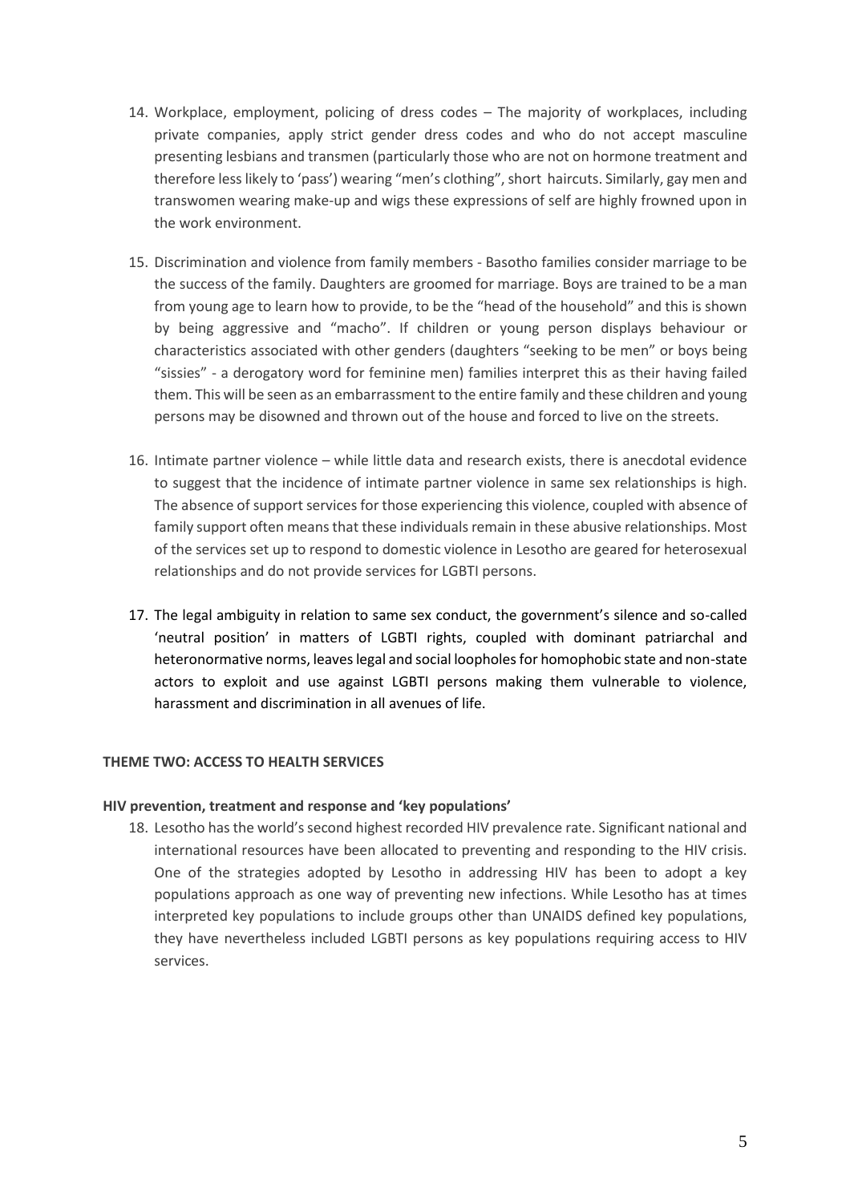14. Workplace, employment, policing of dress codes – The majority of workplaces, including private companies, apply strict gender dress codes and who do not accept masculine presenting lesbians and transmen (particularly those who are not on hormone treatment and therefore less likely to 'pass') wearing "men's clothing", short haircuts. Similarly, gay men and transwomen wearing make-up and wigs these expressions of self are highly frowned upon in the work environment.

15. Discrimination and violence from family members - Basotho families consider marriage to be the success of the family. Daughters are groomed for marriage. Boys are trained to be a man from young age to learn how to provide, to be the "head of the household" and this is shown by being aggressive and "macho". If children or young person displays behaviour or characteristics associated with other genders (daughters "seeking to be men" or boys being "sissies" - a derogatory word for feminine men) families interpret this as their having failed them. This will be seen as an embarrassment to the entire family and these children and young persons may be disowned and thrown out of the house and forced to live on the streets.

16. Intimate partner violence – while little data and research exists, there is anecdotal evidence to suggest that the incidence of intimate partner violence in same sex relationships is high. The absence of support services for those experiencing this violence, coupled with absence of family support often means that these individuals remain in these abusive relationships. Most of the services set up to respond to domestic violence in Lesotho are geared for heterosexual relationships and do not provide services for LGBTI persons.

17. The legal ambiguity in relation to same sex conduct, the government's silence and so-called 'neutral position' in matters of LGBTI rights, coupled with dominant patriarchal and heteronormative norms, leaves legal and social loopholes for homophobic state and non-state actors to exploit and use against LGBTI persons making them vulnerable to violence, harassment and discrimination in all avenues of life.

**THEME TWO: ACCESS TO HEALTH SERVICES**

**HIV prevention, treatment and response and 'key populations'**

18. Lesotho has the world's second highest recorded HIV prevalence rate. Significant national and international resources have been allocated to preventing and responding to the HIV crisis. One of the strategies adopted by Lesotho in addressing HIV has been to adopt a key populations approach as one way of preventing new infections. While Lesotho has at times interpreted key populations to include groups other than UNAIDS defined key populations, they have nevertheless included LGBTI persons as key populations requiring access to HIV services.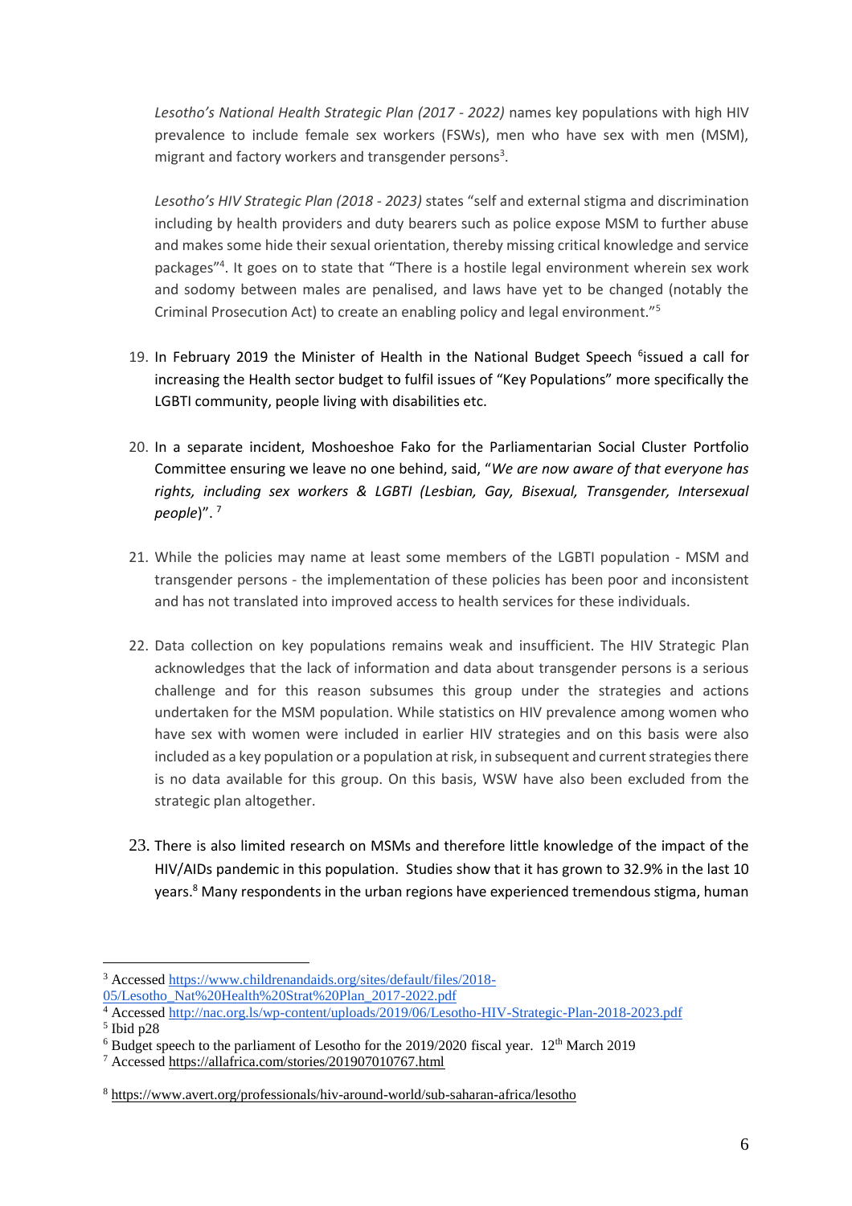*Lesotho's National Health Strategic Plan (2017 - 2022)* names key populations with high HIV prevalence to include female sex workers (FSWs), men who have sex with men (MSM), migrant and factory workers and transgender persons[3].

*Lesotho's HIV Strategic Plan (2018 - 2023)* states "self and external stigma and discrimination including by health providers and duty bearers such as police expose MSM to further abuse and makes some hide their sexual orientation, thereby missing critical knowledge and service packages"[4]. It goes on to state that "There is a hostile legal environment wherein sex work and sodomy between males are penalised, and laws have yet to be changed (notably the Criminal Prosecution Act) to create an enabling policy and legal environment."[5]

19. In February 2019 the Minister of Health in the National Budget Speech [6]issued a call for increasing the Health sector budget to fulfil issues of "Key Populations" more specifically the LGBTI community, people living with disabilities etc.

20. In a separate incident, Moshoeshoe Fako for the Parliamentarian Social Cluster Portfolio Committee ensuring we leave no one behind, said, "*We are now aware of that everyone has rights, including sex workers & LGBTI (Lesbian, Gay, Bisexual, Transgender, Intersexual people*)". [7]

21. While the policies may name at least some members of the LGBTI population - MSM and transgender persons - the implementation of these policies has been poor and inconsistent and has not translated into improved access to health services for these individuals.

22. Data collection on key populations remains weak and insufficient. The HIV Strategic Plan acknowledges that the lack of information and data about transgender persons is a serious challenge and for this reason subsumes this group under the strategies and actions undertaken for the MSM population. While statistics on HIV prevalence among women who have sex with women were included in earlier HIV strategies and on this basis were also included as a key population or a population at risk, in subsequent and current strategies there is no data available for this group. On this basis, WSW have also been excluded from the strategic plan altogether.

23. There is also limited research on MSMs and therefore little knowledge of the impact of the HIV/AIDs pandemic in this population. Studies show that it has grown to 32.9% in the last 10 years.[8] Many respondents in the urban regions have experienced tremendous stigma, human

---

[3] Accessed https://www.childrenandaids.org/sites/default/files/2018-05/Lesotho_Nat%20Health%20Strat%20Plan_2017-2022.pdf

[4] Accessed http://nac.org.ls/wp-content/uploads/2019/06/Lesotho-HIV-Strategic-Plan-2018-2023.pdf

[5] Ibid p28

[6] Budget speech to the parliament of Lesotho for the 2019/2020 fiscal year. 12th March 2019

[7] Accessed https://allafrica.com/stories/201907010767.html

[8] https://www.avert.org/professionals/hiv-around-world/sub-saharan-africa/lesotho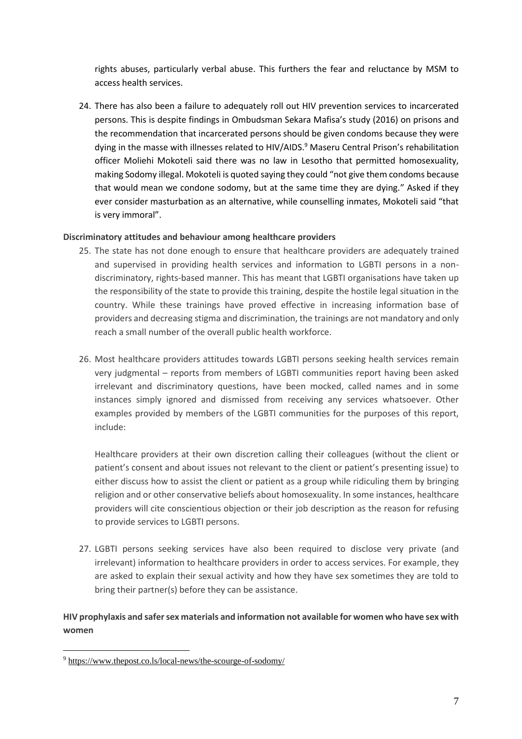rights abuses, particularly verbal abuse. This furthers the fear and reluctance by MSM to access health services.

24. There has also been a failure to adequately roll out HIV prevention services to incarcerated persons. This is despite findings in Ombudsman Sekara Mafisa's study (2016) on prisons and the recommendation that incarcerated persons should be given condoms because they were dying in the masse with illnesses related to HIV/AIDS.[9] Maseru Central Prison's rehabilitation officer Moliehi Mokoteli said there was no law in Lesotho that permitted homosexuality, making Sodomy illegal. Mokoteli is quoted saying they could "not give them condoms because that would mean we condone sodomy, but at the same time they are dying." Asked if they ever consider masturbation as an alternative, while counselling inmates, Mokoteli said "that is very immoral".

**Discriminatory attitudes and behaviour among healthcare providers**

25. The state has not done enough to ensure that healthcare providers are adequately trained and supervised in providing health services and information to LGBTI persons in a non-discriminatory, rights-based manner. This has meant that LGBTI organisations have taken up the responsibility of the state to provide this training, despite the hostile legal situation in the country. While these trainings have proved effective in increasing information base of providers and decreasing stigma and discrimination, the trainings are not mandatory and only reach a small number of the overall public health workforce.

26. Most healthcare providers attitudes towards LGBTI persons seeking health services remain very judgmental – reports from members of LGBTI communities report having been asked irrelevant and discriminatory questions, have been mocked, called names and in some instances simply ignored and dismissed from receiving any services whatsoever. Other examples provided by members of the LGBTI communities for the purposes of this report, include:

    Healthcare providers at their own discretion calling their colleagues (without the client or patient's consent and about issues not relevant to the client or patient's presenting issue) to either discuss how to assist the client or patient as a group while ridiculing them by bringing religion and or other conservative beliefs about homosexuality. In some instances, healthcare providers will cite conscientious objection or their job description as the reason for refusing to provide services to LGBTI persons.

27. LGBTI persons seeking services have also been required to disclose very private (and irrelevant) information to healthcare providers in order to access services. For example, they are asked to explain their sexual activity and how they have sex sometimes they are told to bring their partner(s) before they can be assistance.

**HIV prophylaxis and safer sex materials and information not available for women who have sex with women**

[9] https://www.thepost.co.ls/local-news/the-scourge-of-sodomy/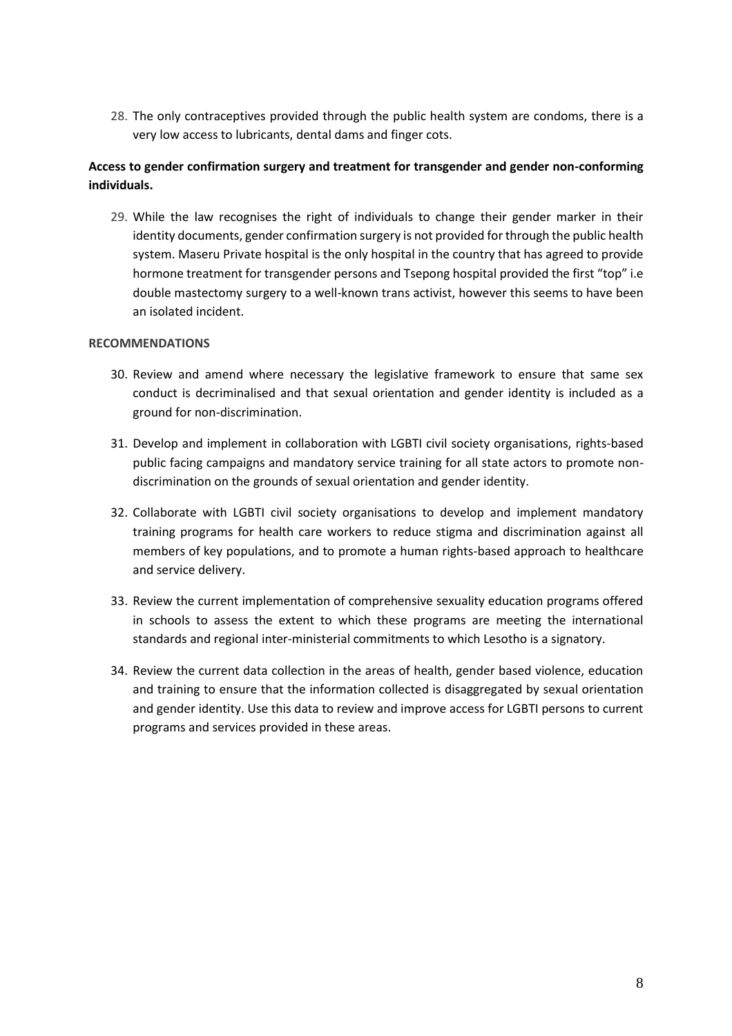28. The only contraceptives provided through the public health system are condoms, there is a very low access to lubricants, dental dams and finger cots.

**Access to gender confirmation surgery and treatment for transgender and gender non-conforming individuals.**

29. While the law recognises the right of individuals to change their gender marker in their identity documents, gender confirmation surgery is not provided for through the public health system. Maseru Private hospital is the only hospital in the country that has agreed to provide hormone treatment for transgender persons and Tsepong hospital provided the first "top" i.e double mastectomy surgery to a well-known trans activist, however this seems to have been an isolated incident.

**RECOMMENDATIONS**

30. Review and amend where necessary the legislative framework to ensure that same sex conduct is decriminalised and that sexual orientation and gender identity is included as a ground for non-discrimination.
31. Develop and implement in collaboration with LGBTI civil society organisations, rights-based public facing campaigns and mandatory service training for all state actors to promote non-discrimination on the grounds of sexual orientation and gender identity.
32. Collaborate with LGBTI civil society organisations to develop and implement mandatory training programs for health care workers to reduce stigma and discrimination against all members of key populations, and to promote a human rights-based approach to healthcare and service delivery.
33. Review the current implementation of comprehensive sexuality education programs offered in schools to assess the extent to which these programs are meeting the international standards and regional inter-ministerial commitments to which Lesotho is a signatory.
34. Review the current data collection in the areas of health, gender based violence, education and training to ensure that the information collected is disaggregated by sexual orientation and gender identity. Use this data to review and improve access for LGBTI persons to current programs and services provided in these areas.